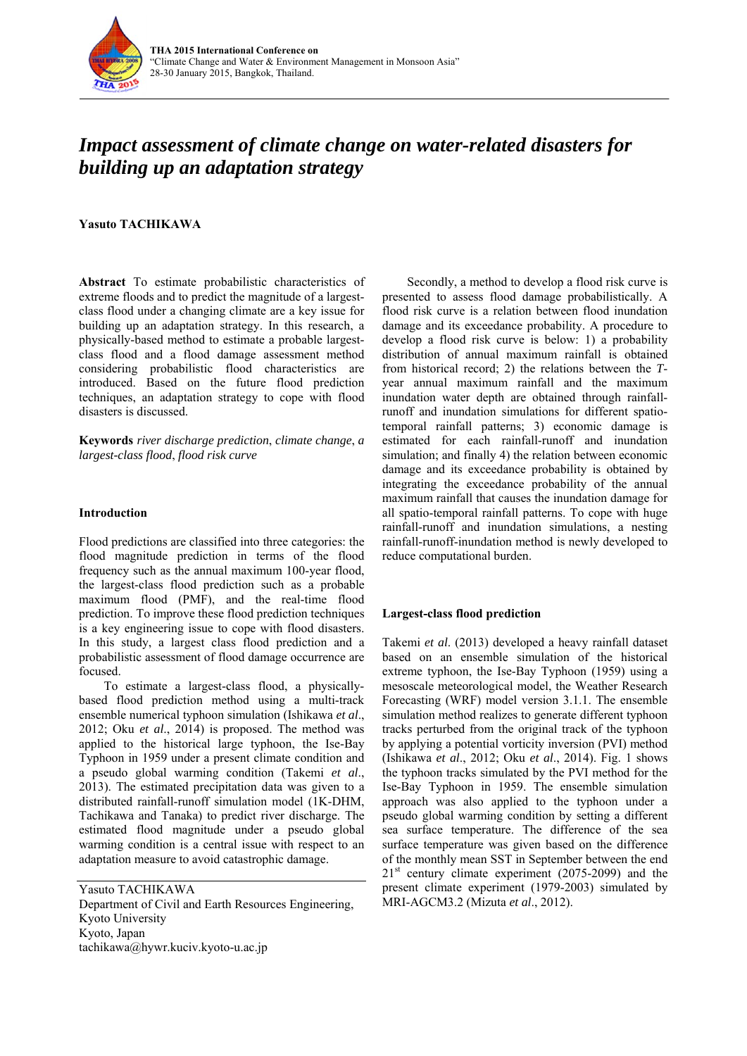# *Impact assessment of climate change on water-related disasters for building up an adaptation strategy*

**Yasuto TACHIKAWA**

**Abstract** To estimate probabilistic characteristics of extreme floods and to predict the magnitude of a largest-class flood under a changing climate are a key issue for building up an adaptation strategy. In this research, a physically-based method to estimate a probable largest-class flood and a flood damage assessment method considering probabilistic flood characteristics are introduced. Based on the future flood prediction techniques, an adaptation strategy to cope with flood disasters is discussed.

**Keywords** *river discharge prediction*, *climate change*, *a largest-class flood*, *flood risk curve*

## Introduction

Flood predictions are classified into three categories: the flood magnitude prediction in terms of the flood frequency such as the annual maximum 100-year flood, the largest-class flood prediction such as a probable maximum flood (PMF), and the real-time flood prediction. To improve these flood prediction techniques is a key engineering issue to cope with flood disasters. In this study, a largest class flood prediction and a probabilistic assessment of flood damage occurrence are focused.

To estimate a largest-class flood, a physically-based flood prediction method using a multi-track ensemble numerical typhoon simulation (Ishikawa *et al*., 2012; Oku *et al*., 2014) is proposed. The method was applied to the historical large typhoon, the Ise-Bay Typhoon in 1959 under a present climate condition and a pseudo global warming condition (Takemi *et al*., 2013). The estimated precipitation data was given to a distributed rainfall-runoff simulation model (1K-DHM, Tachikawa and Tanaka) to predict river discharge. The estimated flood magnitude under a pseudo global warming condition is a central issue with respect to an adaptation measure to avoid catastrophic damage.

Secondly, a method to develop a flood risk curve is presented to assess flood damage probabilistically. A flood risk curve is a relation between flood inundation damage and its exceedance probability. A procedure to develop a flood risk curve is below: 1) a probability distribution of annual maximum rainfall is obtained from historical record; 2) the relations between the $T$-year annual maximum rainfall and the maximum inundation water depth are obtained through rainfall-runoff and inundation simulations for different spatio-temporal rainfall patterns; 3) economic damage is estimated for each rainfall-runoff and inundation simulation; and finally 4) the relation between economic damage and its exceedance probability is obtained by integrating the exceedance probability of the annual maximum rainfall that causes the inundation damage for all spatio-temporal rainfall patterns. To cope with huge rainfall-runoff and inundation simulations, a nesting rainfall-runoff-inundation method is newly developed to reduce computational burden.

## Largest-class flood prediction

Takemi *et al*. (2013) developed a heavy rainfall dataset based on an ensemble simulation of the historical extreme typhoon, the Ise-Bay Typhoon (1959) using a mesoscale meteorological model, the Weather Research Forecasting (WRF) model version 3.1.1. The ensemble simulation method realizes to generate different typhoon tracks perturbed from the original track of the typhoon by applying a potential vorticity inversion (PVI) method (Ishikawa *et al*., 2012; Oku *et al*., 2014). Fig. 1 shows the typhoon tracks simulated by the PVI method for the Ise-Bay Typhoon in 1959. The ensemble simulation approach was also applied to the typhoon under a pseudo global warming condition by setting a different sea surface temperature. The difference of the sea surface temperature was given based on the difference of the monthly mean SST in September between the end 21st century climate experiment (2075-2099) and the present climate experiment (1979-2003) simulated by MRI-AGCM3.2 (Mizuta *et al*., 2012).

---

Yasuto TACHIKAWA
Department of Civil and Earth Resources Engineering, Kyoto University
Kyoto, Japan
tachikawa@hywr.kuciv.kyoto-u.ac.jp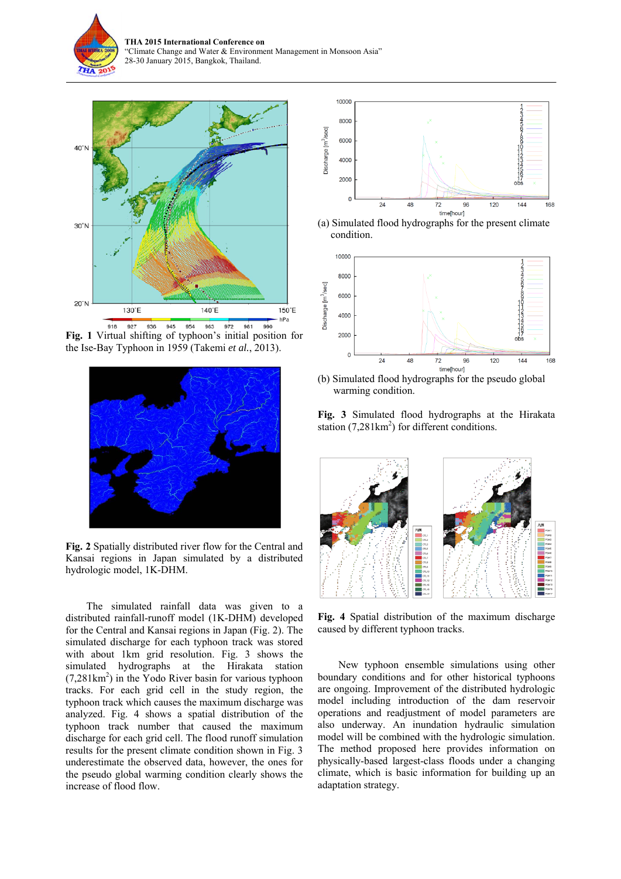40°N

30°N

20°N

130°E

140°E

150°E

hPa

918 927 936 945 954 963 972 981 990

**Fig. 1** Virtual shifting of typhoon's initial position for the Ise-Bay Typhoon in 1959 (Takemi *et al.*, 2013).

**Fig. 2** Spatially distributed river flow for the Central and Kansai regions in Japan simulated by a distributed hydrologic model, 1K-DHM.

The simulated rainfall data was given to a distributed rainfall-runoff model (1K-DHM) developed for the Central and Kansai regions in Japan (Fig. 2). The simulated discharge for each typhoon track was stored with about 1km grid resolution. Fig. 3 shows the simulated hydrographs at the Hirakata station ($7{,}281\text{km}^2$) in the Yodo River basin for various typhoon tracks. For each grid cell in the study region, the typhoon track which causes the maximum discharge was analyzed. Fig. 4 shows a spatial distribution of the typhoon track number that caused the maximum discharge for each grid cell. The flood runoff simulation results for the present climate condition shown in Fig. 3 underestimate the observed data, however, the ones for the pseudo global warming condition clearly shows the increase of flood flow.

Discharge [m³/sec]

10000
8000
6000
4000
2000
0

24 48 72 96 120 144 168

time[hour]

1 2 3 4 5 6 7 8 9 10 11 12 13 14 15 16 17 obs

(a) Simulated flood hydrographs for the present climate condition.

Discharge [m³/sec]

10000
8000
6000
4000
2000
0

24 48 72 96 120 144 168

time[hour]

1 2 3 4 5 6 7 8 9 10 11 12 13 14 15 16 17 obs

(b) Simulated flood hydrographs for the pseudo global warming condition.

**Fig. 3** Simulated flood hydrographs at the Hirakata station ($7{,}281\text{km}^2$) for different conditions.

**Fig. 4** Spatial distribution of the maximum discharge caused by different typhoon tracks.

New typhoon ensemble simulations using other boundary conditions and for other historical typhoons are ongoing. Improvement of the distributed hydrologic model including introduction of the dam reservoir operations and readjustment of model parameters are also underway. An inundation hydraulic simulation model will be combined with the hydrologic simulation. The method proposed here provides information on physically-based largest-class floods under a changing climate, which is basic information for building up an adaptation strategy.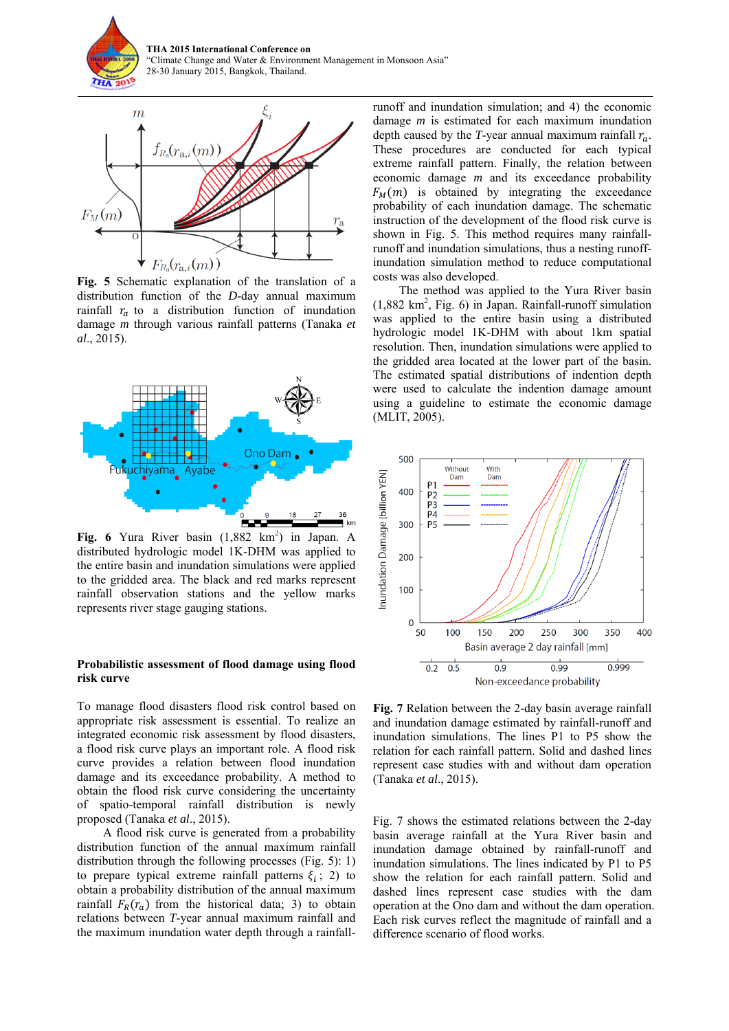$m$

$\xi_i$

$f_{R_a}(r_{a,i}(m))$

$F_M(m)$

$r_a$

0

$F_{R_a}(r_{a,i}(m))$

**Fig. 5** Schematic explanation of the translation of a distribution function of the *D*-day annual maximum rainfall $r_a$ to a distribution function of inundation damage *m* through various rainfall patterns (Tanaka *et al*., 2015).

N

W E

S

Ono Dam

Fukuchiyama Ayabe

0 9 18 27 36 km

**Fig. 6** Yura River basin (1,882 km$^2$) in Japan. A distributed hydrologic model 1K-DHM was applied to the entire basin and inundation simulations were applied to the gridded area. The black and red marks represent rainfall observation stations and the yellow marks represents river stage gauging stations.

## Probabilistic assessment of flood damage using flood risk curve

To manage flood disasters flood risk control based on appropriate risk assessment is essential. To realize an integrated economic risk assessment by flood disasters, a flood risk curve plays an important role. A flood risk curve provides a relation between flood inundation damage and its exceedance probability. A method to obtain the flood risk curve considering the uncertainty of spatio-temporal rainfall distribution is newly proposed (Tanaka *et al*., 2015).

A flood risk curve is generated from a probability distribution function of the annual maximum rainfall distribution through the following processes (Fig. 5): 1) to prepare typical extreme rainfall patterns $\xi_i$; 2) to obtain a probability distribution of the annual maximum rainfall $F_R(r_a)$ from the historical data; 3) to obtain relations between *T*-year annual maximum rainfall and the maximum inundation water depth through a rainfall-runoff and inundation simulation; and 4) the economic damage *m* is estimated for each maximum inundation depth caused by the *T*-year annual maximum rainfall $r_a$. These procedures are conducted for each typical extreme rainfall pattern. Finally, the relation between economic damage *m* and its exceedance probability $F_M(m)$ is obtained by integrating the exceedance probability of each inundation damage. The schematic instruction of the development of the flood risk curve is shown in Fig. 5. This method requires many rainfall-runoff and inundation simulations, thus a nesting runoff-inundation simulation method to reduce computational costs was also developed.

The method was applied to the Yura River basin (1,882 km$^2$, Fig. 6) in Japan. Rainfall-runoff simulation was applied to the entire basin using a distributed hydrologic model 1K-DHM with about 1km spatial resolution. Then, inundation simulations were applied to the gridded area located at the lower part of the basin. The estimated spatial distributions of indention depth were used to calculate the indention damage amount using a guideline to estimate the economic damage (MLIT, 2005).

Inundation Damage [billion YEN]

500
400
300
200
100
0

Without Dam
With Dam

P1
P2
P3
P4
P5

50 100 150 200 250 300 350 400

Basin average 2 day rainfall [mm]

0.2 0.5 0.9 0.99 0.999

Non-exceedance probability

**Fig. 7** Relation between the 2-day basin average rainfall and inundation damage estimated by rainfall-runoff and inundation simulations. The lines P1 to P5 show the relation for each rainfall pattern. Solid and dashed lines represent case studies with and without dam operation (Tanaka *et al*., 2015).

Fig. 7 shows the estimated relations between the 2-day basin average rainfall at the Yura River basin and inundation damage obtained by rainfall-runoff and inundation simulations. The lines indicated by P1 to P5 show the relation for each rainfall pattern. Solid and dashed lines represent case studies with the dam operation at the Ono dam and without the dam operation. Each risk curves reflect the magnitude of rainfall and a difference scenario of flood works.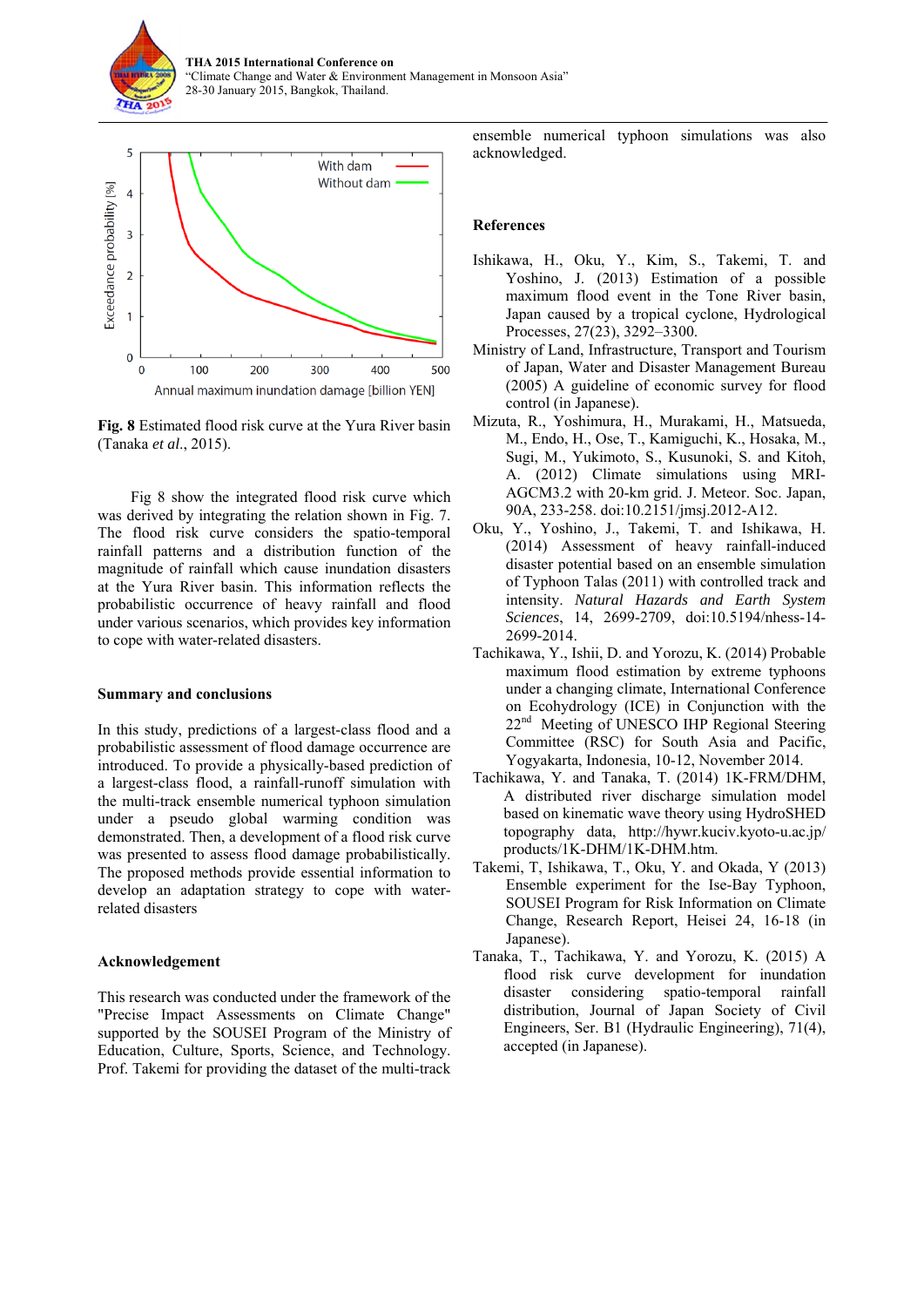5

4

3

2

1

0

Exceedance probability [%]

0 100 200 300 400 500

Annual maximum inundation damage [billion YEN]

With dam

Without dam

**Fig. 8** Estimated flood risk curve at the Yura River basin (Tanaka *et al*., 2015).

Fig 8 show the integrated flood risk curve which was derived by integrating the relation shown in Fig. 7. The flood risk curve considers the spatio-temporal rainfall patterns and a distribution function of the magnitude of rainfall which cause inundation disasters at the Yura River basin. This information reflects the probabilistic occurrence of heavy rainfall and flood under various scenarios, which provides key information to cope with water-related disasters.

### Summary and conclusions

In this study, predictions of a largest-class flood and a probabilistic assessment of flood damage occurrence are introduced. To provide a physically-based prediction of a largest-class flood, a rainfall-runoff simulation with the multi-track ensemble numerical typhoon simulation under a pseudo global warming condition was demonstrated. Then, a development of a flood risk curve was presented to assess flood damage probabilistically. The proposed methods provide essential information to develop an adaptation strategy to cope with water-related disasters

### Acknowledgement

This research was conducted under the framework of the "Precise Impact Assessments on Climate Change" supported by the SOUSEI Program of the Ministry of Education, Culture, Sports, Science, and Technology. Prof. Takemi for providing the dataset of the multi-track ensemble numerical typhoon simulations was also acknowledged.

### References

Ishikawa, H., Oku, Y., Kim, S., Takemi, T. and Yoshino, J. (2013) Estimation of a possible maximum flood event in the Tone River basin, Japan caused by a tropical cyclone, Hydrological Processes, 27(23), 3292–3300.

Ministry of Land, Infrastructure, Transport and Tourism of Japan, Water and Disaster Management Bureau (2005) A guideline of economic survey for flood control (in Japanese).

Mizuta, R., Yoshimura, H., Murakami, H., Matsueda, M., Endo, H., Ose, T., Kamiguchi, K., Hosaka, M., Sugi, M., Yukimoto, S., Kusunoki, S. and Kitoh, A. (2012) Climate simulations using MRI-AGCM3.2 with 20-km grid. J. Meteor. Soc. Japan, 90A, 233-258. doi:10.2151/jmsj.2012-A12.

Oku, Y., Yoshino, J., Takemi, T. and Ishikawa, H. (2014) Assessment of heavy rainfall-induced disaster potential based on an ensemble simulation of Typhoon Talas (2011) with controlled track and intensity. *Natural Hazards and Earth System Sciences*, 14, 2699-2709, doi:10.5194/nhess-14-2699-2014.

Tachikawa, Y., Ishii, D. and Yorozu, K. (2014) Probable maximum flood estimation by extreme typhoons under a changing climate, International Conference on Ecohydrology (ICE) in Conjunction with the 22nd Meeting of UNESCO IHP Regional Steering Committee (RSC) for South Asia and Pacific, Yogyakarta, Indonesia, 10-12, November 2014.

Tachikawa, Y. and Tanaka, T. (2014) 1K-FRM/DHM, A distributed river discharge simulation model based on kinematic wave theory using HydroSHED topography data, http://hywr.kuciv.kyoto-u.ac.jp/products/1K-DHM/1K-DHM.htm.

Takemi, T, Ishikawa, T., Oku, Y. and Okada, Y (2013) Ensemble experiment for the Ise-Bay Typhoon, SOUSEI Program for Risk Information on Climate Change, Research Report, Heisei 24, 16-18 (in Japanese).

Tanaka, T., Tachikawa, Y. and Yorozu, K. (2015) A flood risk curve development for inundation disaster considering spatio-temporal rainfall distribution, Journal of Japan Society of Civil Engineers, Ser. B1 (Hydraulic Engineering), 71(4), accepted (in Japanese).